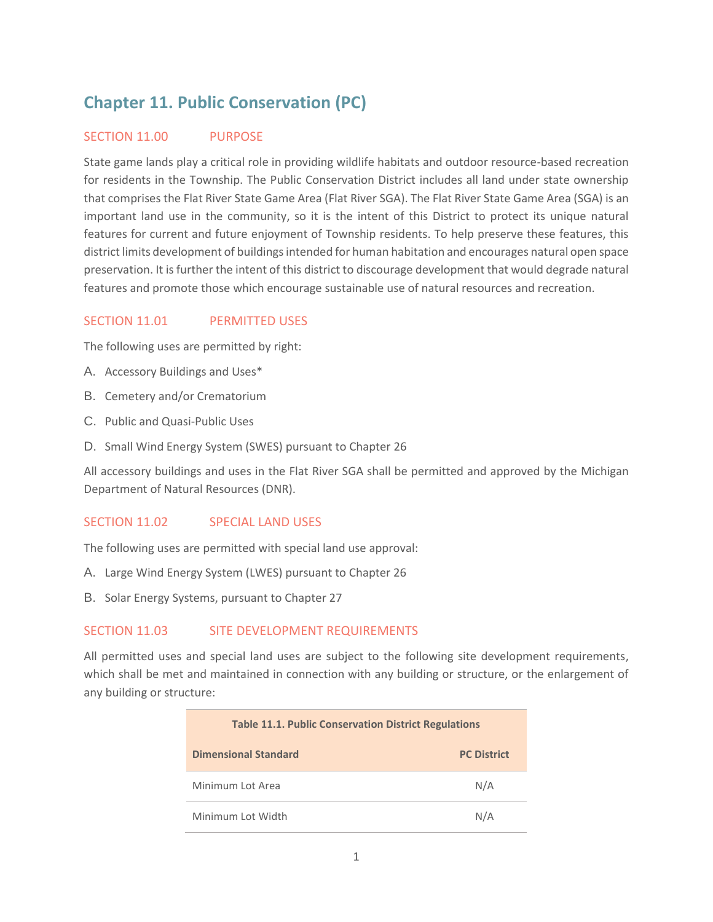# Chapter 11. Public Conservation (PC)

## SECTION 11.00 PURPOSE

State game lands play a critical role in providing wildlife habitats and outdoor resource-based recreation for residents in the Township. The Public Conservation District includes all land under state ownership that comprises the Flat River State Game Area (Flat River SGA). The Flat River State Game Area (SGA) is an important land use in the community, so it is the intent of this District to protect its unique natural features for current and future enjoyment of Township residents. To help preserve these features, this district limits development of buildings intended for human habitation and encourages natural open space preservation. It is further the intent of this district to discourage development that would degrade natural features and promote those which encourage sustainable use of natural resources and recreation.

## SECTION 11.01 PERMITTED USES

The following uses are permitted by right:

A. Accessory Buildings and Uses*

B. Cemetery and/or Crematorium

C. Public and Quasi-Public Uses

D. Small Wind Energy System (SWES) pursuant to Chapter 26

All accessory buildings and uses in the Flat River SGA shall be permitted and approved by the Michigan Department of Natural Resources (DNR).

## SECTION 11.02 SPECIAL LAND USES

The following uses are permitted with special land use approval:

A. Large Wind Energy System (LWES) pursuant to Chapter 26

B. Solar Energy Systems, pursuant to Chapter 27

## SECTION 11.03 SITE DEVELOPMENT REQUIREMENTS

All permitted uses and special land uses are subject to the following site development requirements, which shall be met and maintained in connection with any building or structure, or the enlargement of any building or structure:

**Table 11.1. Public Conservation District Regulations**

| Dimensional Standard | PC District |
|---|---|
| Minimum Lot Area | N/A |
| Minimum Lot Width | N/A |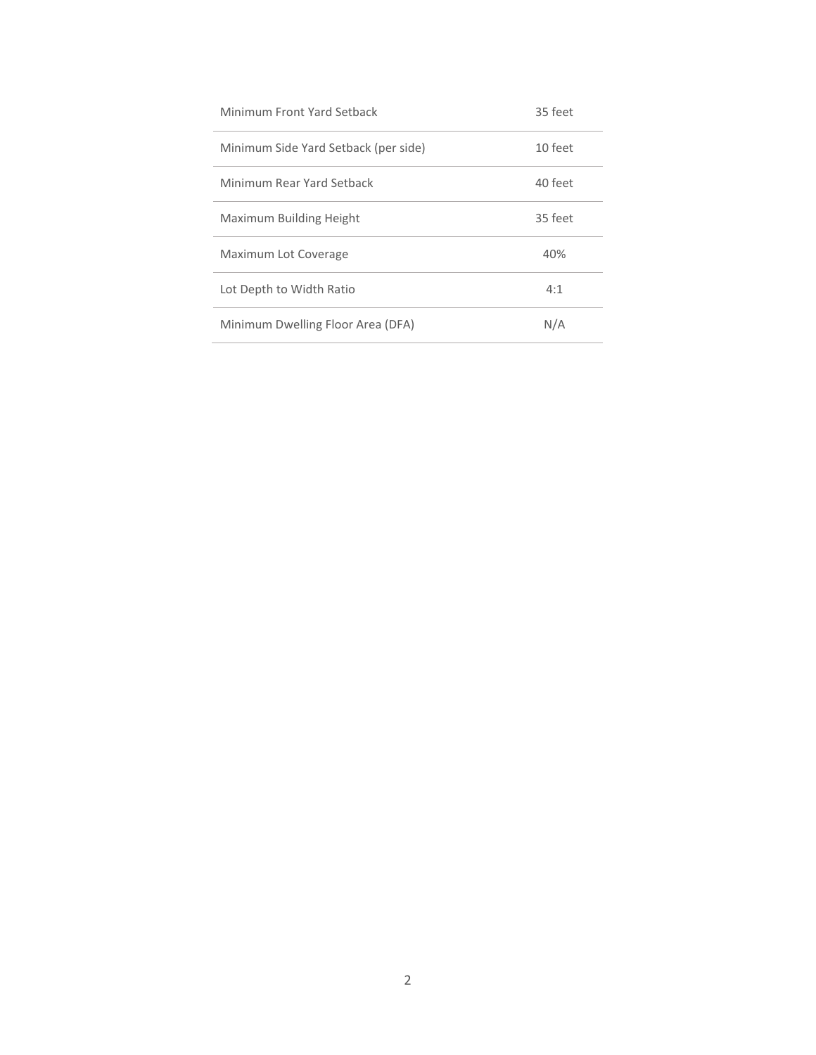| | |
|---|---|
| Minimum Front Yard Setback | 35 feet |
| Minimum Side Yard Setback (per side) | 10 feet |
| Minimum Rear Yard Setback | 40 feet |
| Maximum Building Height | 35 feet |
| Maximum Lot Coverage | 40% |
| Lot Depth to Width Ratio | 4:1 |
| Minimum Dwelling Floor Area (DFA) | N/A |